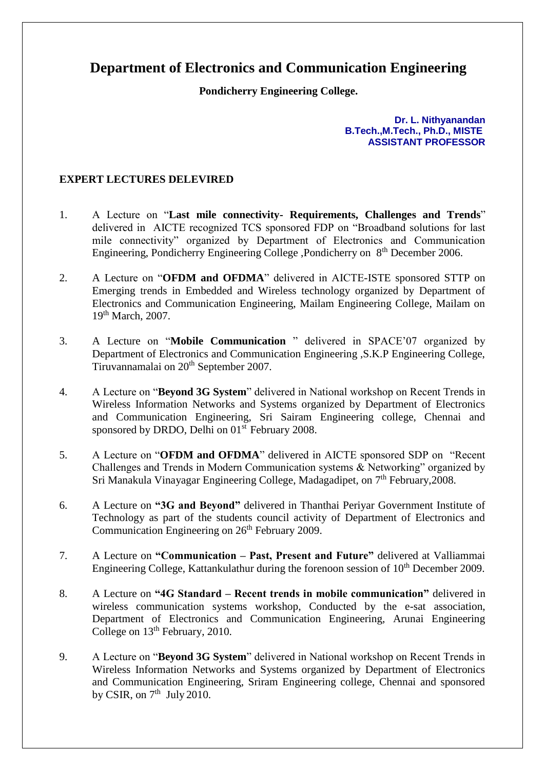# Department of Electronics and Communication Engineering

**Pondicherry Engineering College.**

**Dr. L. Nithyanandan**
**B.Tech.,M.Tech., Ph.D., MISTE**
**ASSISTANT PROFESSOR**

## EXPERT LECTURES DELEVIRED

1. A Lecture on "**Last mile connectivity- Requirements, Challenges and Trends**" delivered in AICTE recognized TCS sponsored FDP on "Broadband solutions for last mile connectivity" organized by Department of Electronics and Communication Engineering, Pondicherry Engineering College ,Pondicherry on 8th December 2006.

2. A Lecture on "**OFDM and OFDMA**" delivered in AICTE-ISTE sponsored STTP on Emerging trends in Embedded and Wireless technology organized by Department of Electronics and Communication Engineering, Mailam Engineering College, Mailam on 19th March, 2007.

3. A Lecture on "**Mobile Communication** " delivered in SPACE'07 organized by Department of Electronics and Communication Engineering ,S.K.P Engineering College, Tiruvannamalai on 20th September 2007.

4. A Lecture on "**Beyond 3G System**" delivered in National workshop on Recent Trends in Wireless Information Networks and Systems organized by Department of Electronics and Communication Engineering, Sri Sairam Engineering college, Chennai and sponsored by DRDO, Delhi on 01st February 2008.

5. A Lecture on "**OFDM and OFDMA**" delivered in AICTE sponsored SDP on "Recent Challenges and Trends in Modern Communication systems & Networking" organized by Sri Manakula Vinayagar Engineering College, Madagadipet, on 7th February,2008.

6. A Lecture on **"3G and Beyond"** delivered in Thanthai Periyar Government Institute of Technology as part of the students council activity of Department of Electronics and Communication Engineering on 26th February 2009.

7. A Lecture on **"Communication – Past, Present and Future"** delivered at Valliammai Engineering College, Kattankulathur during the forenoon session of 10th December 2009.

8. A Lecture on **"4G Standard – Recent trends in mobile communication"** delivered in wireless communication systems workshop, Conducted by the e-sat association, Department of Electronics and Communication Engineering, Arunai Engineering College on 13th February, 2010.

9. A Lecture on "**Beyond 3G System**" delivered in National workshop on Recent Trends in Wireless Information Networks and Systems organized by Department of Electronics and Communication Engineering, Sriram Engineering college, Chennai and sponsored by CSIR, on 7th July 2010.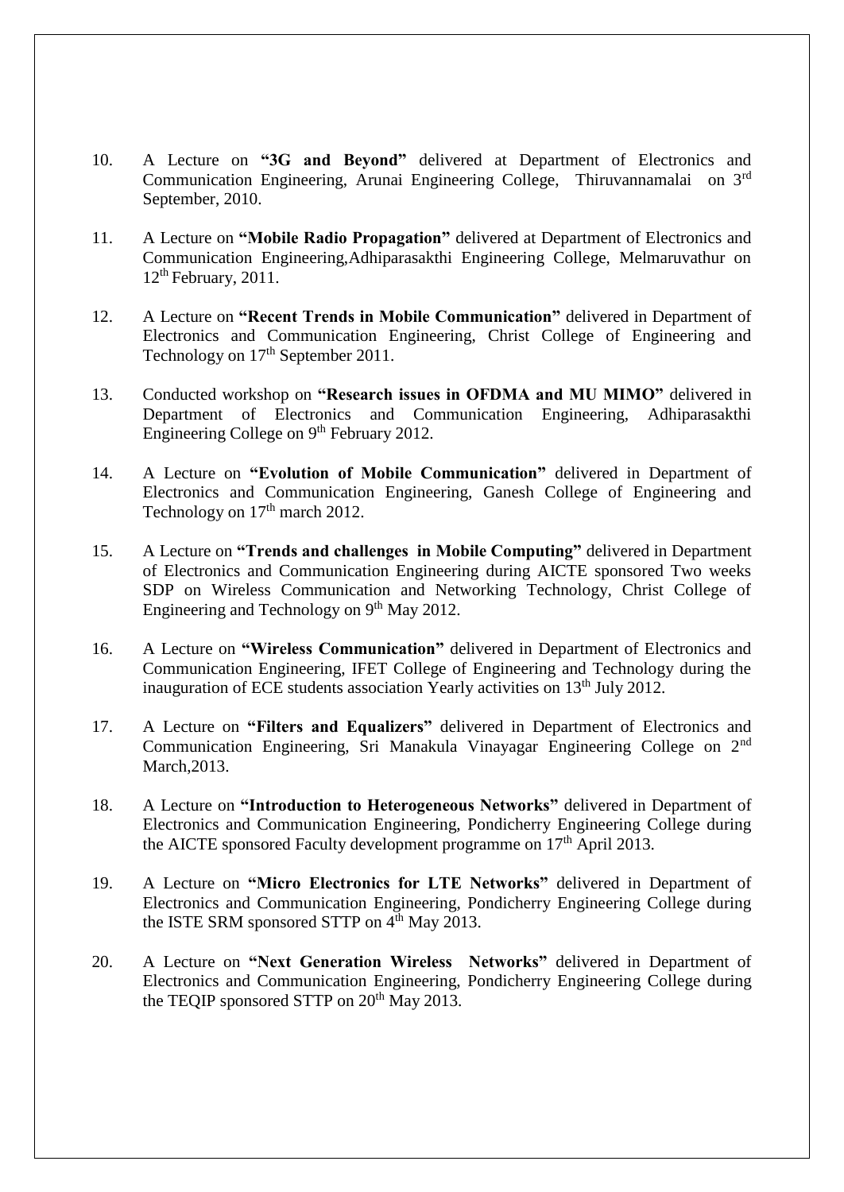10. A Lecture on **"3G and Beyond"** delivered at Department of Electronics and Communication Engineering, Arunai Engineering College, Thiruvannamalai on 3rd September, 2010.

11. A Lecture on **"Mobile Radio Propagation"** delivered at Department of Electronics and Communication Engineering,Adhiparasakthi Engineering College, Melmaruvathur on 12th February, 2011.

12. A Lecture on **"Recent Trends in Mobile Communication"** delivered in Department of Electronics and Communication Engineering, Christ College of Engineering and Technology on 17th September 2011.

13. Conducted workshop on **"Research issues in OFDMA and MU MIMO"** delivered in Department of Electronics and Communication Engineering, Adhiparasakthi Engineering College on 9th February 2012.

14. A Lecture on **"Evolution of Mobile Communication"** delivered in Department of Electronics and Communication Engineering, Ganesh College of Engineering and Technology on 17th march 2012.

15. A Lecture on **"Trends and challenges in Mobile Computing"** delivered in Department of Electronics and Communication Engineering during AICTE sponsored Two weeks SDP on Wireless Communication and Networking Technology, Christ College of Engineering and Technology on 9th May 2012.

16. A Lecture on **"Wireless Communication"** delivered in Department of Electronics and Communication Engineering, IFET College of Engineering and Technology during the inauguration of ECE students association Yearly activities on 13th July 2012.

17. A Lecture on **"Filters and Equalizers"** delivered in Department of Electronics and Communication Engineering, Sri Manakula Vinayagar Engineering College on 2nd March,2013.

18. A Lecture on **"Introduction to Heterogeneous Networks"** delivered in Department of Electronics and Communication Engineering, Pondicherry Engineering College during the AICTE sponsored Faculty development programme on 17th April 2013.

19. A Lecture on **"Micro Electronics for LTE Networks"** delivered in Department of Electronics and Communication Engineering, Pondicherry Engineering College during the ISTE SRM sponsored STTP on 4th May 2013.

20. A Lecture on **"Next Generation Wireless Networks"** delivered in Department of Electronics and Communication Engineering, Pondicherry Engineering College during the TEQIP sponsored STTP on 20th May 2013.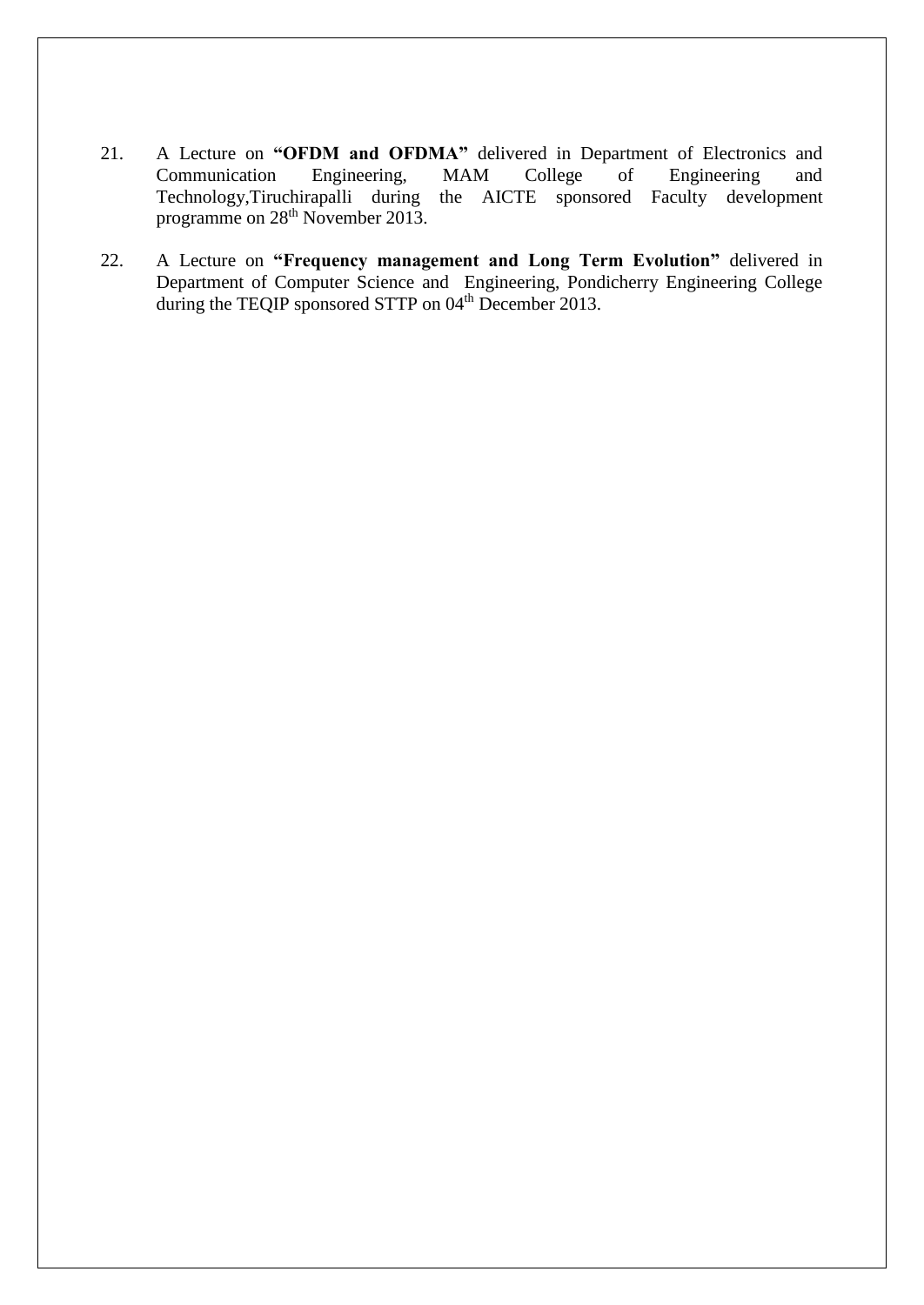21. A Lecture on **"OFDM and OFDMA"** delivered in Department of Electronics and Communication Engineering, MAM College of Engineering and Technology,Tiruchirapalli during the AICTE sponsored Faculty development programme on 28th November 2013.

22. A Lecture on **"Frequency management and Long Term Evolution"** delivered in Department of Computer Science and Engineering, Pondicherry Engineering College during the TEQIP sponsored STTP on 04th December 2013.